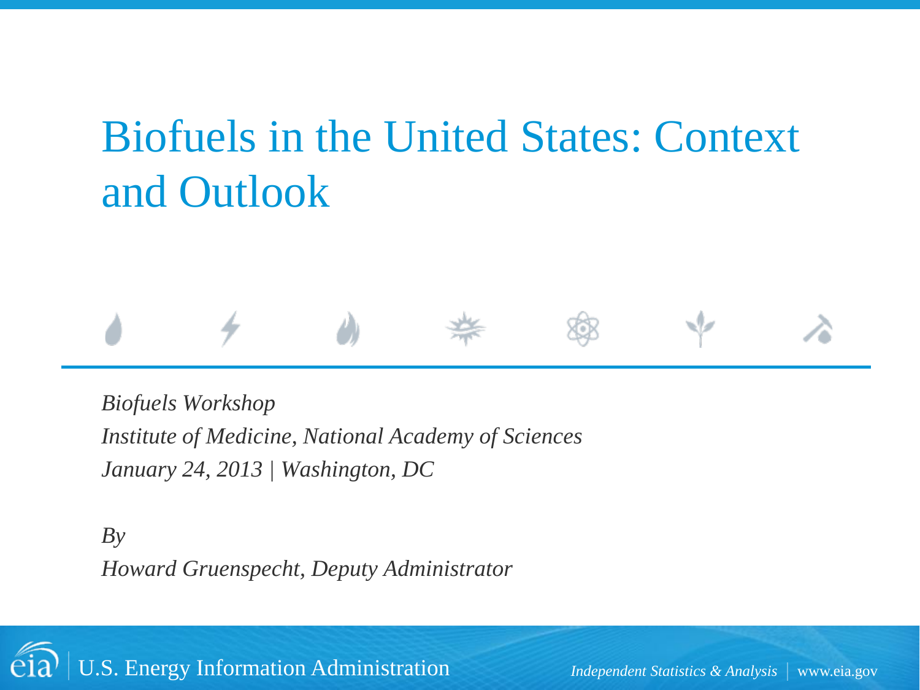# Biofuels in the United States: Context and Outlook

*Biofuels Workshop*
*Institute of Medicine, National Academy of Sciences*
*January 24, 2013 | Washington, DC*

*By*
*Howard Gruenspecht, Deputy Administrator*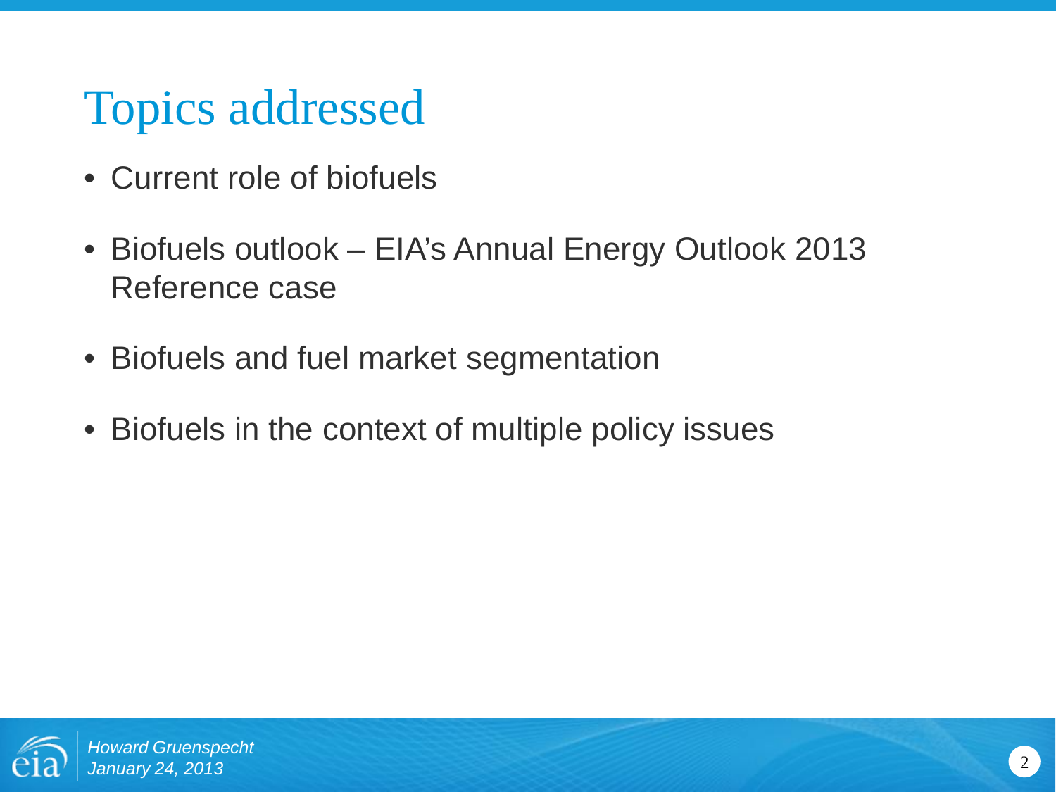# Topics addressed

- Current role of biofuels
- Biofuels outlook – EIA's Annual Energy Outlook 2013 Reference case
- Biofuels and fuel market segmentation
- Biofuels in the context of multiple policy issues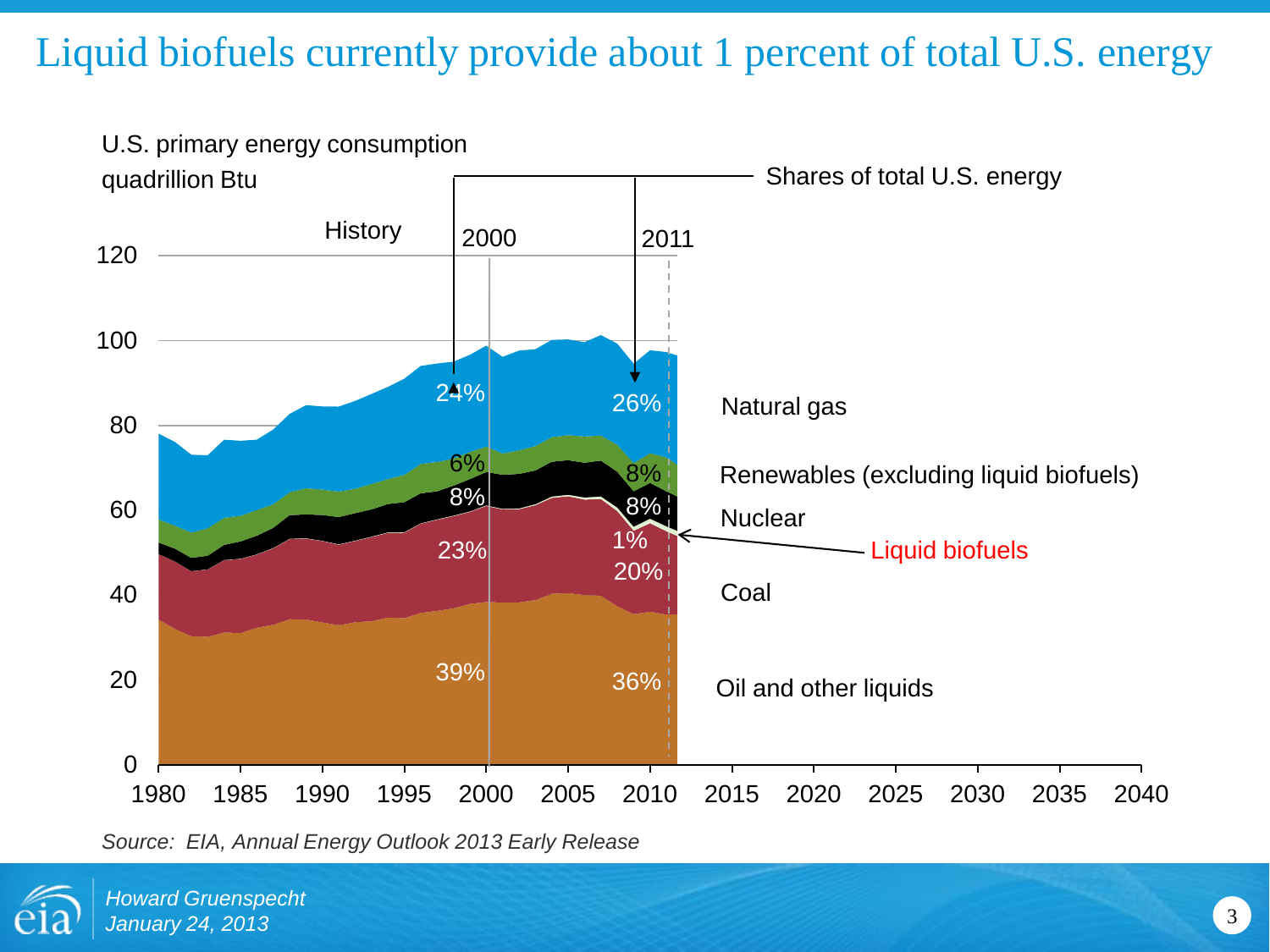# Liquid biofuels currently provide about 1 percent of total U.S. energy

U.S. primary energy consumption
quadrillion Btu

History | 2000 | 2011

Shares of total U.S. energy

| | 2000 | 2011 |
|---|---|---|
| Natural gas | 24% | 26% |
| Renewables (excluding liquid biofuels) | 6% | 8% |
| Nuclear | 8% | 8% |
| Liquid biofuels | | 1% |
| Coal | 23% | 20% |
| Oil and other liquids | 39% | 36% |

*Source: EIA, Annual Energy Outlook 2013 Early Release*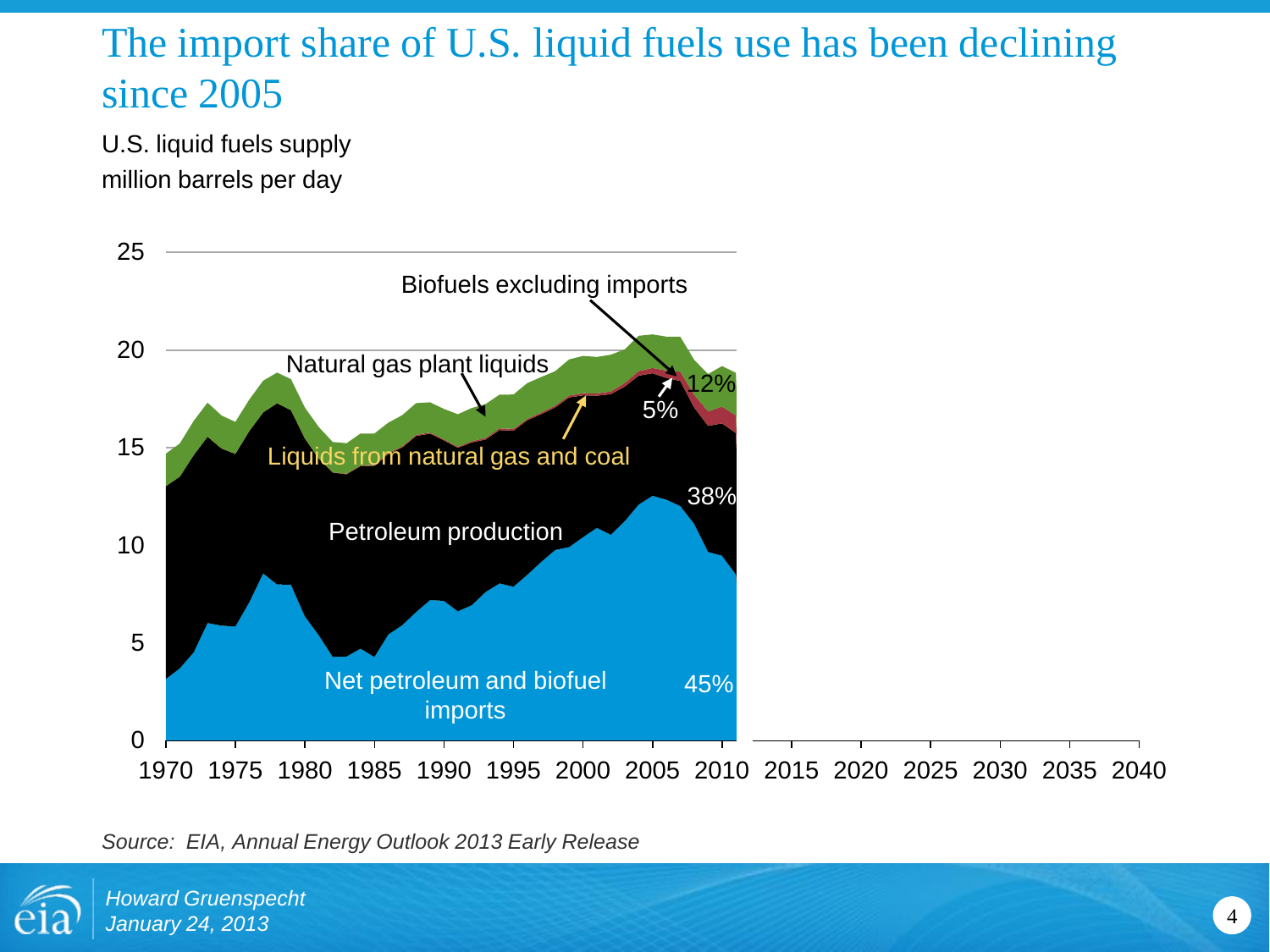# The import share of U.S. liquid fuels use has been declining since 2005

U.S. liquid fuels supply
million barrels per day

Biofuels excluding imports

Natural gas plant liquids

12%

5%

Liquids from natural gas and coal

38%

Petroleum production

Net petroleum and biofuel imports

45%

0, 5, 10, 15, 20, 25

1970 1975 1980 1985 1990 1995 2000 2005 2010 2015 2020 2025 2030 2035 2040

*Source: EIA, Annual Energy Outlook 2013 Early Release*

*Howard Gruenspecht*
*January 24, 2013*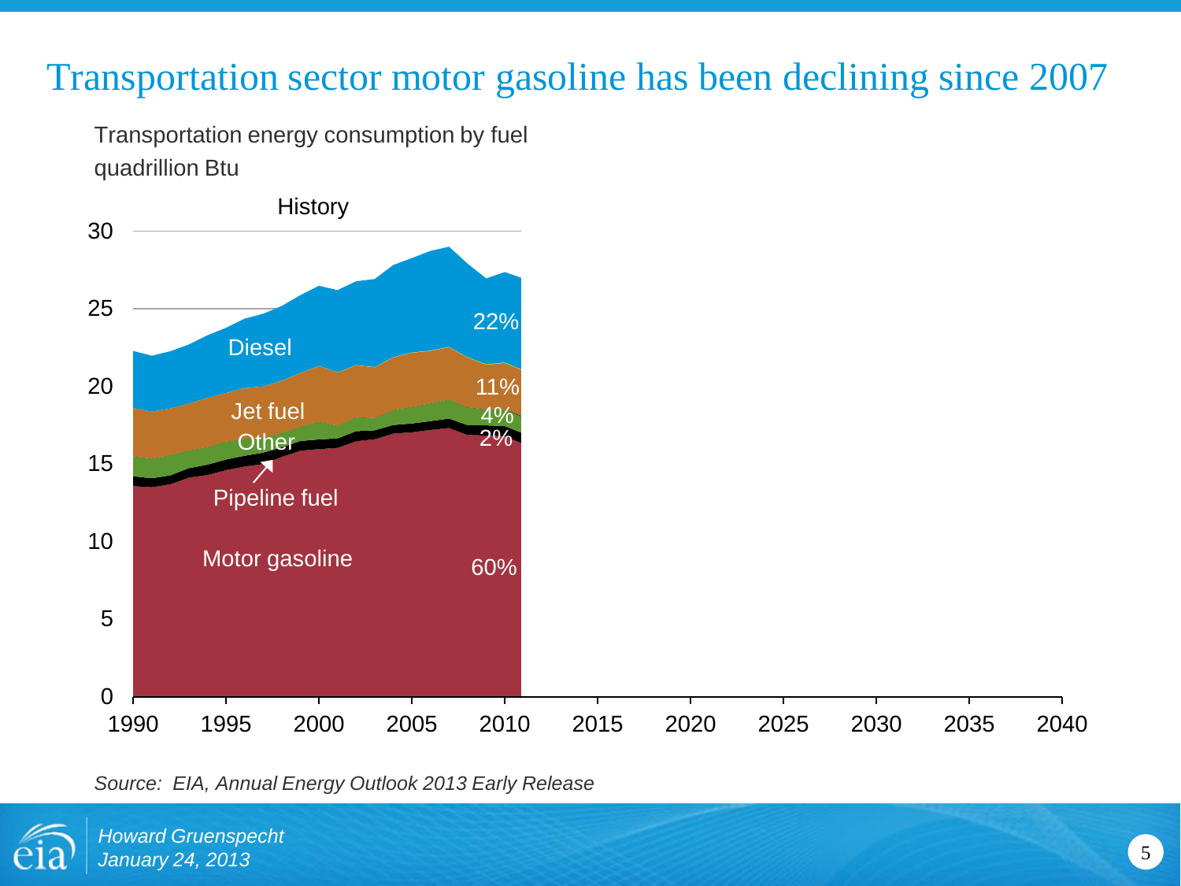# Transportation sector motor gasoline has been declining since 2007

Transportation energy consumption by fuel
quadrillion Btu

History

Diesel 22%

Jet fuel 11%

Other 4%

Pipeline fuel 2%

Motor gasoline 60%

*Source: EIA, Annual Energy Outlook 2013 Early Release*

*Howard Gruenspecht*
*January 24, 2013*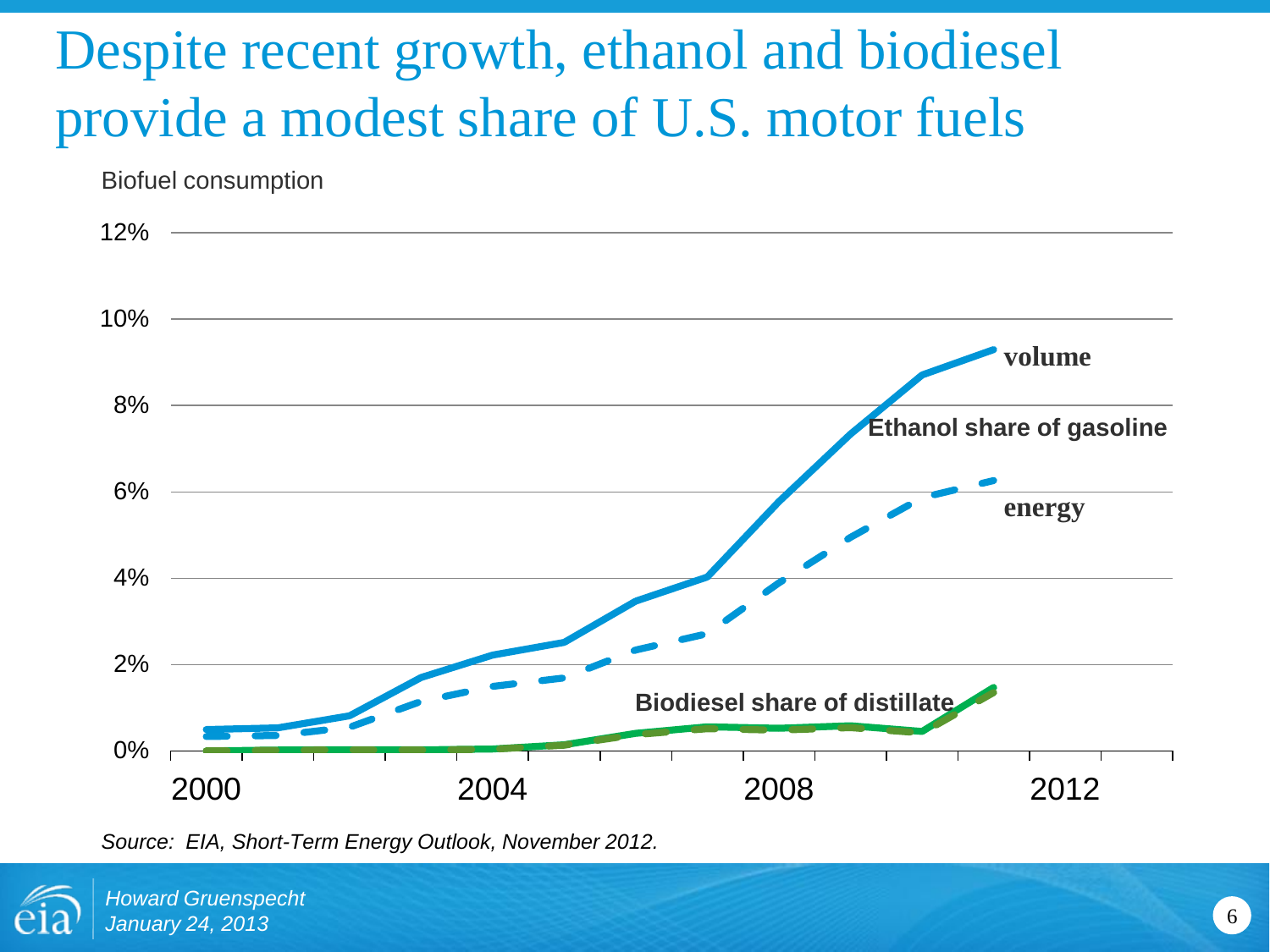# Despite recent growth, ethanol and biodiesel provide a modest share of U.S. motor fuels

Biofuel consumption

12%

10%

8%

6%

4%

2%

0%

2000 2004 2008 2012

volume

Ethanol share of gasoline

energy

Biodiesel share of distillate

*Source: EIA, Short-Term Energy Outlook, November 2012.*

*Howard Gruenspecht*
*January 24, 2013*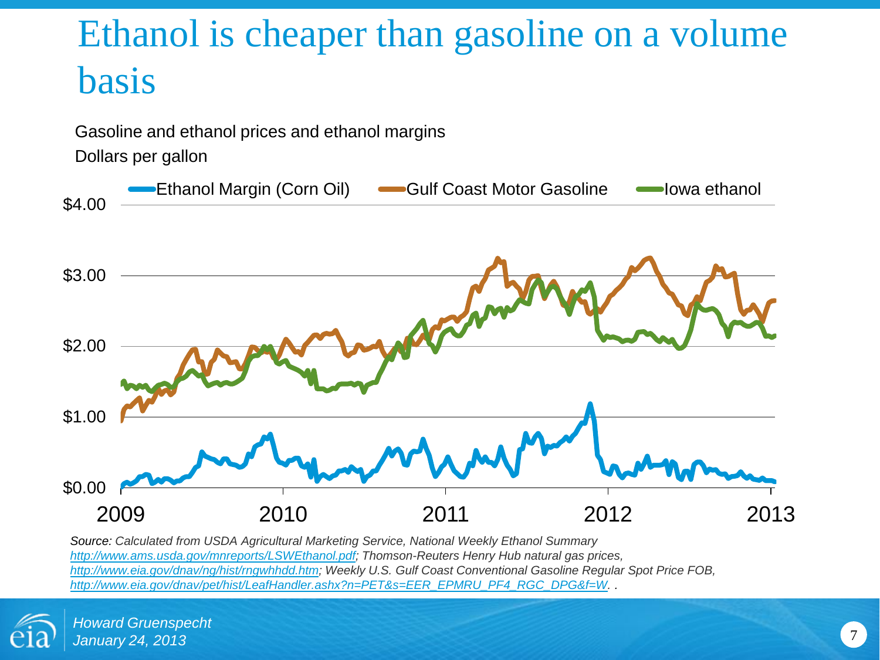# Ethanol is cheaper than gasoline on a volume basis

Gasoline and ethanol prices and ethanol margins

Dollars per gallon

Ethanol Margin (Corn Oil) | Gulf Coast Motor Gasoline | Iowa ethanol

$4.00

$3.00

$2.00

$1.00

$0.00

2009 2010 2011 2012 2013

*Source: Calculated from USDA Agricultural Marketing Service, National Weekly Ethanol Summary* *http://www.ams.usda.gov/mnreports/LSWEthanol.pdf; Thomson-Reuters Henry Hub natural gas prices,* *http://www.eia.gov/dnav/ng/hist/rngwhhdd.htm; Weekly U.S. Gulf Coast Conventional Gasoline Regular Spot Price FOB,* *http://www.eia.gov/dnav/pet/hist/LeafHandler.ashx?n=PET&s=EER_EPMRU_PF4_RGC_DPG&f=W. .*

*Howard Gruenspecht*
*January 24, 2013*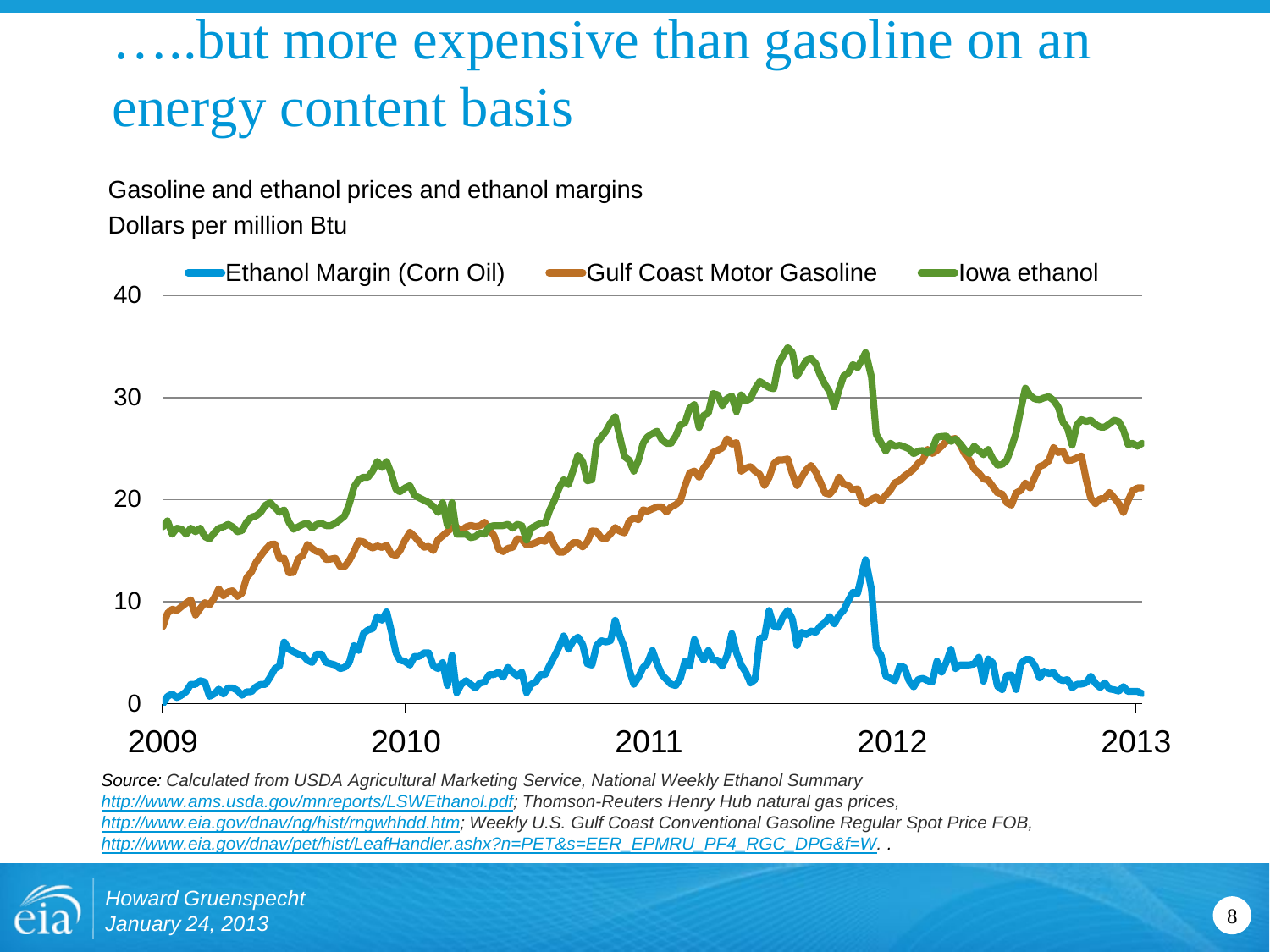# …..but more expensive than gasoline on an energy content basis

Gasoline and ethanol prices and ethanol margins

Dollars per million Btu

Ethanol Margin (Corn Oil) | Gulf Coast Motor Gasoline | Iowa ethanol

40

30

20

10

0

2009 2010 2011 2012 2013

*Source: Calculated from USDA Agricultural Marketing Service, National Weekly Ethanol Summary [http://www.ams.usda.gov/mnreports/LSWEthanol.pdf](http://www.ams.usda.gov/mnreports/LSWEthanol.pdf); Thomson-Reuters Henry Hub natural gas prices, [http://www.eia.gov/dnav/ng/hist/rngwhhdd.htm](http://www.eia.gov/dnav/ng/hist/rngwhhdd.htm); Weekly U.S. Gulf Coast Conventional Gasoline Regular Spot Price FOB, [http://www.eia.gov/dnav/pet/hist/LeafHandler.ashx?n=PET&s=EER_EPMRU_PF4_RGC_DPG&f=W](http://www.eia.gov/dnav/pet/hist/LeafHandler.ashx?n=PET&s=EER_EPMRU_PF4_RGC_DPG&f=W). .*

*Howard Gruenspecht*
*January 24, 2013*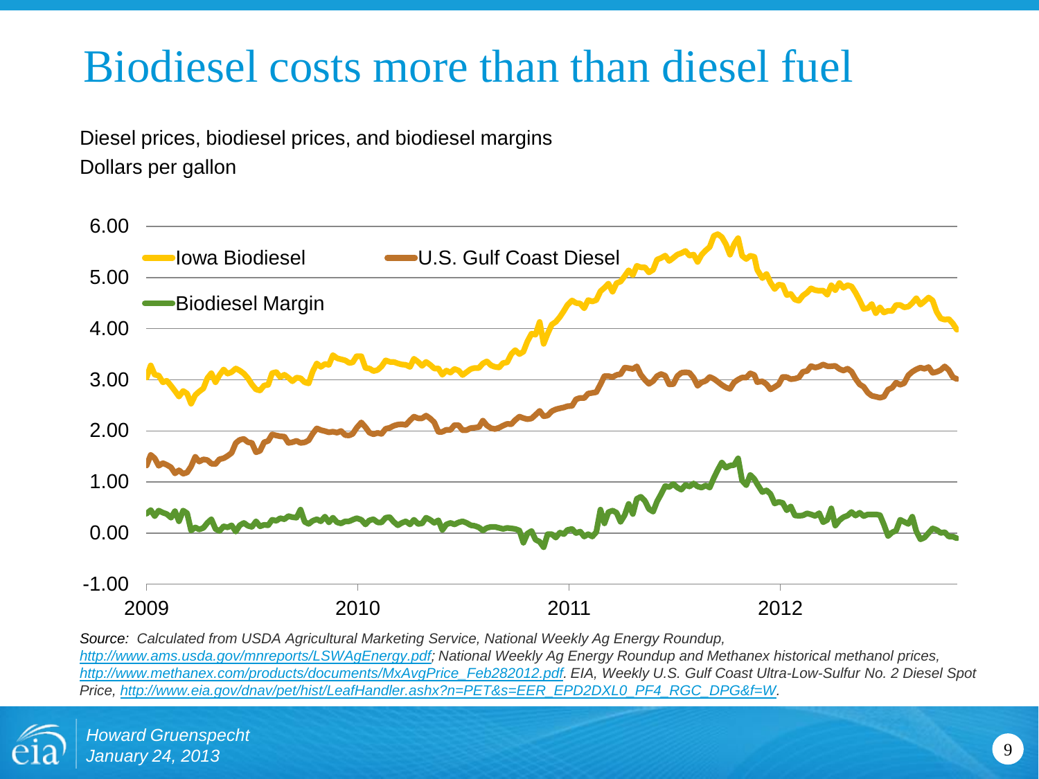# Biodiesel costs more than than diesel fuel

Diesel prices, biodiesel prices, and biodiesel margins
Dollars per gallon

*Source: Calculated from USDA Agricultural Marketing Service, National Weekly Ag Energy Roundup, http://www.ams.usda.gov/mnreports/LSWAgEnergy.pdf; National Weekly Ag Energy Roundup and Methanex historical methanol prices, http://www.methanex.com/products/documents/MxAvgPrice_Feb282012.pdf. EIA, Weekly U.S. Gulf Coast Ultra-Low-Sulfur No. 2 Diesel Spot Price, http://www.eia.gov/dnav/pet/hist/LeafHandler.ashx?n=PET&s=EER_EPD2DXL0_PF4_RGC_DPG&f=W.*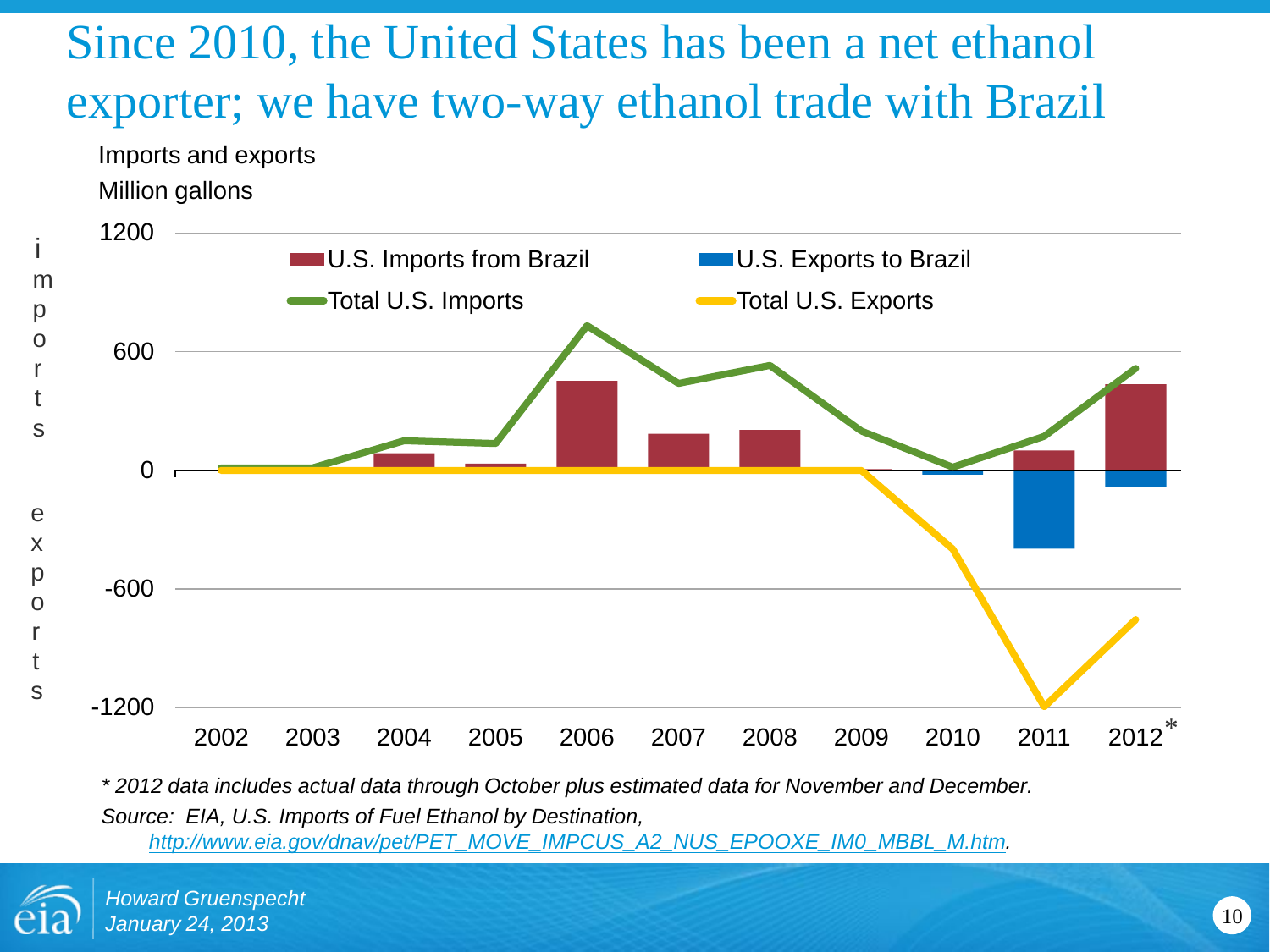# Since 2010, the United States has been a net ethanol exporter; we have two-way ethanol trade with Brazil

Imports and exports

Million gallons

1200

600

0

-600

-1200

imports

exports

U.S. Imports from Brazil

U.S. Exports to Brazil

Total U.S. Imports

Total U.S. Exports

2002 2003 2004 2005 2006 2007 2008 2009 2010 2011 2012*

*\* 2012 data includes actual data through October plus estimated data for November and December.*

*Source: EIA, U.S. Imports of Fuel Ethanol by Destination, [http://www.eia.gov/dnav/pet/PET_MOVE_IMPCUS_A2_NUS_EPOOXE_IM0_MBBL_M.htm](http://www.eia.gov/dnav/pet/PET_MOVE_IMPCUS_A2_NUS_EPOOXE_IM0_MBBL_M.htm).*

*Howard Gruenspecht*
*January 24, 2013*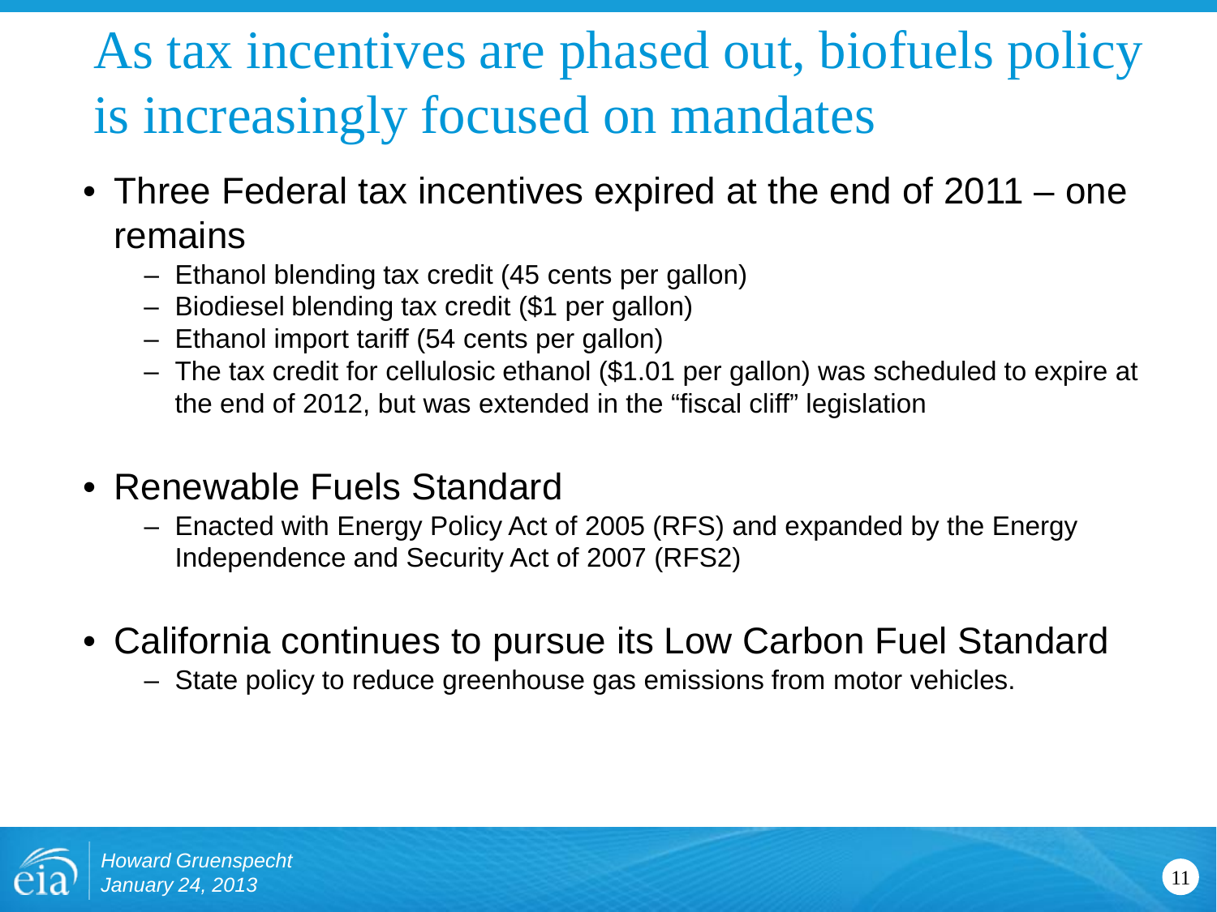# As tax incentives are phased out, biofuels policy is increasingly focused on mandates

- Three Federal tax incentives expired at the end of 2011 – one remains
  - Ethanol blending tax credit (45 cents per gallon)
  - Biodiesel blending tax credit ($1 per gallon)
  - Ethanol import tariff (54 cents per gallon)
  - The tax credit for cellulosic ethanol ($1.01 per gallon) was scheduled to expire at the end of 2012, but was extended in the "fiscal cliff" legislation
- Renewable Fuels Standard
  - Enacted with Energy Policy Act of 2005 (RFS) and expanded by the Energy Independence and Security Act of 2007 (RFS2)
- California continues to pursue its Low Carbon Fuel Standard
  - State policy to reduce greenhouse gas emissions from motor vehicles.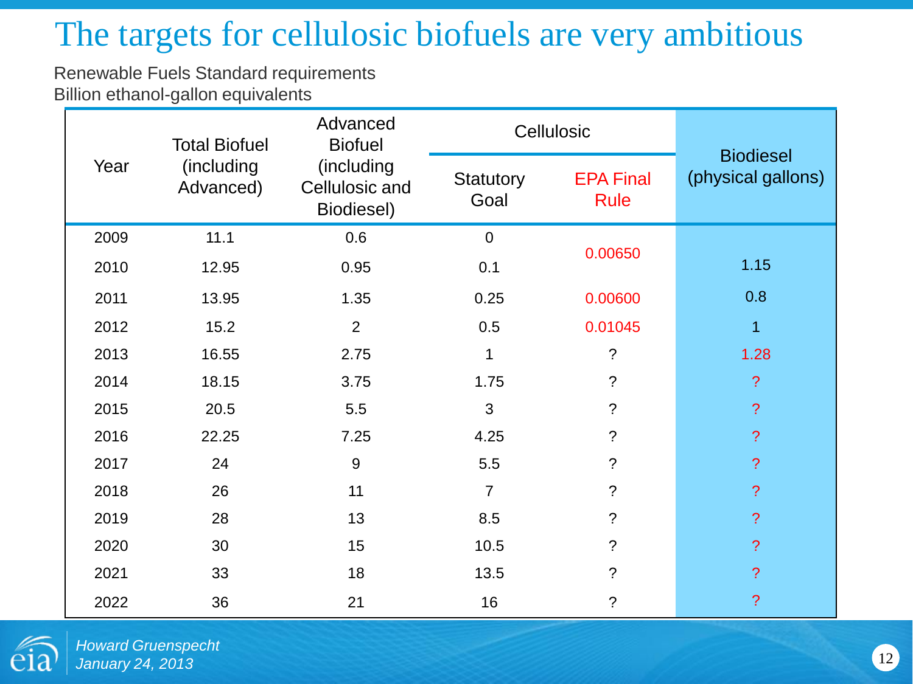# The targets for cellulosic biofuels are very ambitious

Renewable Fuels Standard requirements
Billion ethanol-gallon equivalents

| Year | Total Biofuel (including Advanced) | Advanced Biofuel (including Cellulosic and Biodiesel) | Cellulosic | | Biodiesel (physical gallons) |
|---|---|---|---|---|---|
| | | | Statutory Goal | EPA Final Rule | |
| 2009 | 11.1 | 0.6 | 0 | 0.00650 | 1.15 |
| 2010 | 12.95 | 0.95 | 0.1 | | |
| 2011 | 13.95 | 1.35 | 0.25 | 0.00600 | 0.8 |
| 2012 | 15.2 | 2 | 0.5 | 0.01045 | 1 |
| 2013 | 16.55 | 2.75 | 1 | ? | 1.28 |
| 2014 | 18.15 | 3.75 | 1.75 | ? | ? |
| 2015 | 20.5 | 5.5 | 3 | ? | ? |
| 2016 | 22.25 | 7.25 | 4.25 | ? | ? |
| 2017 | 24 | 9 | 5.5 | ? | ? |
| 2018 | 26 | 11 | 7 | ? | ? |
| 2019 | 28 | 13 | 8.5 | ? | ? |
| 2020 | 30 | 15 | 10.5 | ? | ? |
| 2021 | 33 | 18 | 13.5 | ? | ? |
| 2022 | 36 | 21 | 16 | ? | ? |

*Howard Gruenspecht*
*January 24, 2013*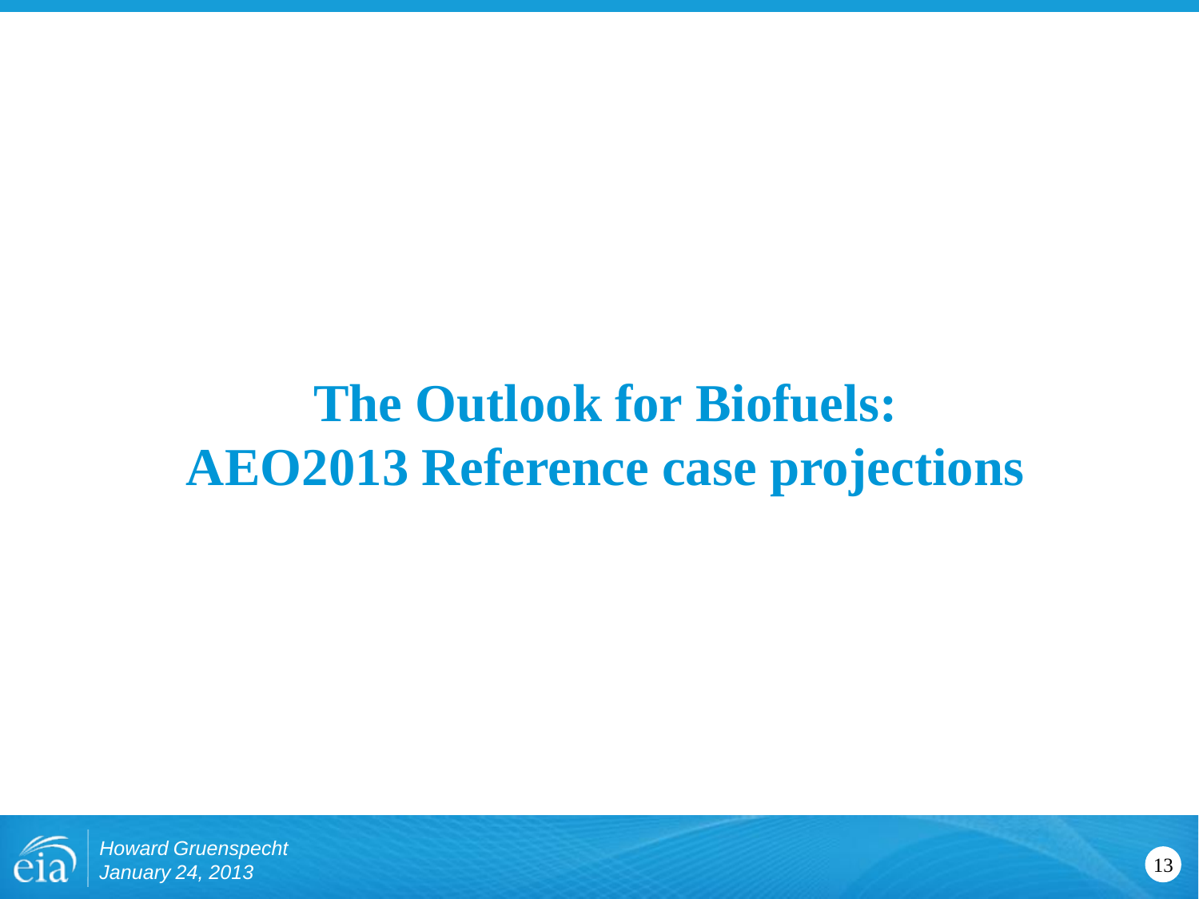# The Outlook for Biofuels: AEO2013 Reference case projections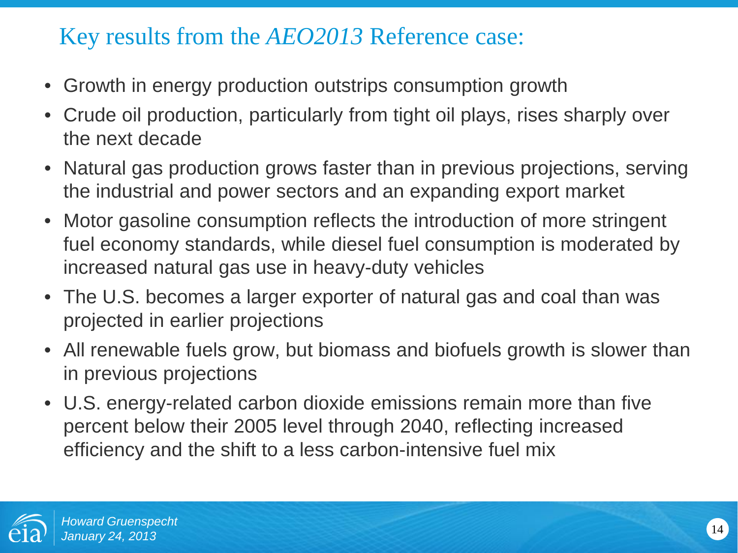# Key results from the *AEO2013* Reference case:

- Growth in energy production outstrips consumption growth
- Crude oil production, particularly from tight oil plays, rises sharply over the next decade
- Natural gas production grows faster than in previous projections, serving the industrial and power sectors and an expanding export market
- Motor gasoline consumption reflects the introduction of more stringent fuel economy standards, while diesel fuel consumption is moderated by increased natural gas use in heavy-duty vehicles
- The U.S. becomes a larger exporter of natural gas and coal than was projected in earlier projections
- All renewable fuels grow, but biomass and biofuels growth is slower than in previous projections
- U.S. energy-related carbon dioxide emissions remain more than five percent below their 2005 level through 2040, reflecting increased efficiency and the shift to a less carbon-intensive fuel mix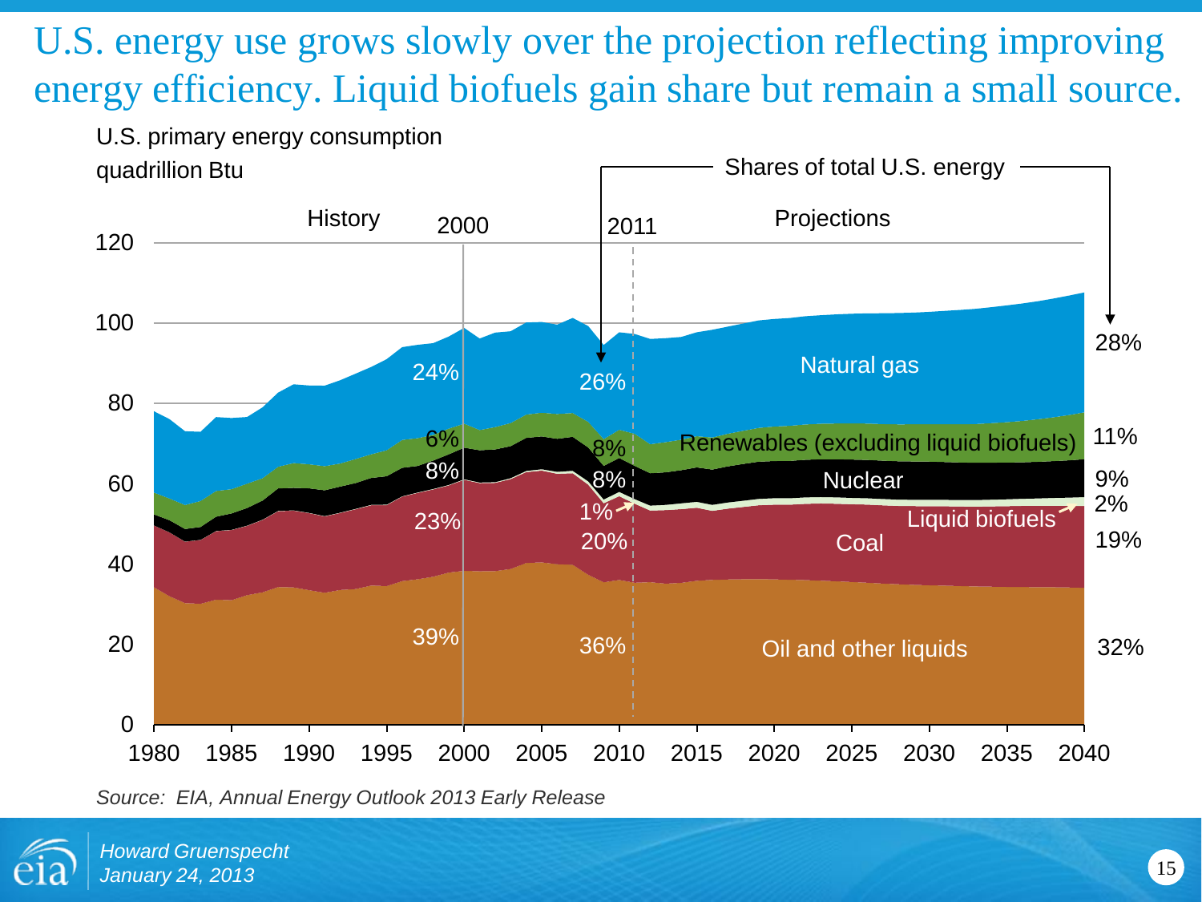# U.S. energy use grows slowly over the projection reflecting improving energy efficiency. Liquid biofuels gain share but remain a small source.

U.S. primary energy consumption
quadrillion Btu

| Source | 2000 | 2011 | 2040 |
|---|---|---|---|
| Natural gas | 24% | 26% | 28% |
| Renewables (excluding liquid biofuels) | 6% | 8% | 11% |
| Nuclear | 8% | 8% | 9% |
| Liquid biofuels | | 1% | 2% |
| Coal | 23% | 20% | 19% |
| Oil and other liquids | 39% | 36% | 32% |

*Source: EIA, Annual Energy Outlook 2013 Early Release*

*Howard Gruenspecht*
*January 24, 2013*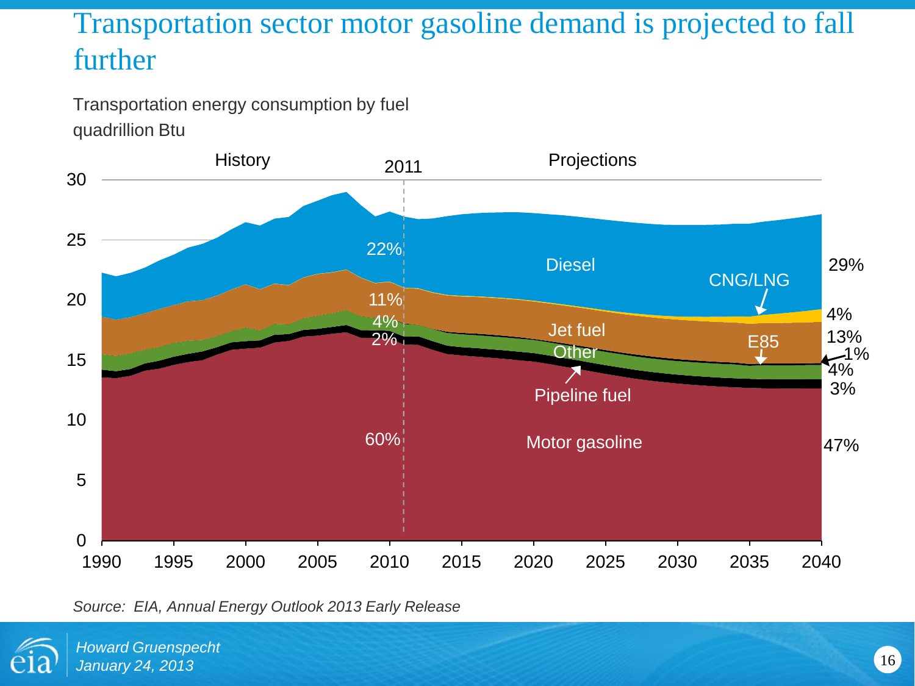# Transportation sector motor gasoline demand is projected to fall further

Transportation energy consumption by fuel
quadrillion Btu

History | 2011 | Projections

| Fuel | 2011 share | 2040 share |
| --- | --- | --- |
| Diesel | 22% | 29% |
| CNG/LNG | | 4% |
| Jet fuel | 11% | 13% |
| E85 | | 1% |
| Other | 4% | 4% |
| Pipeline fuel | 2% | 3% |
| Motor gasoline | 60% | 47% |

*Source: EIA, Annual Energy Outlook 2013 Early Release*

*Howard Gruenspecht*
*January 24, 2013*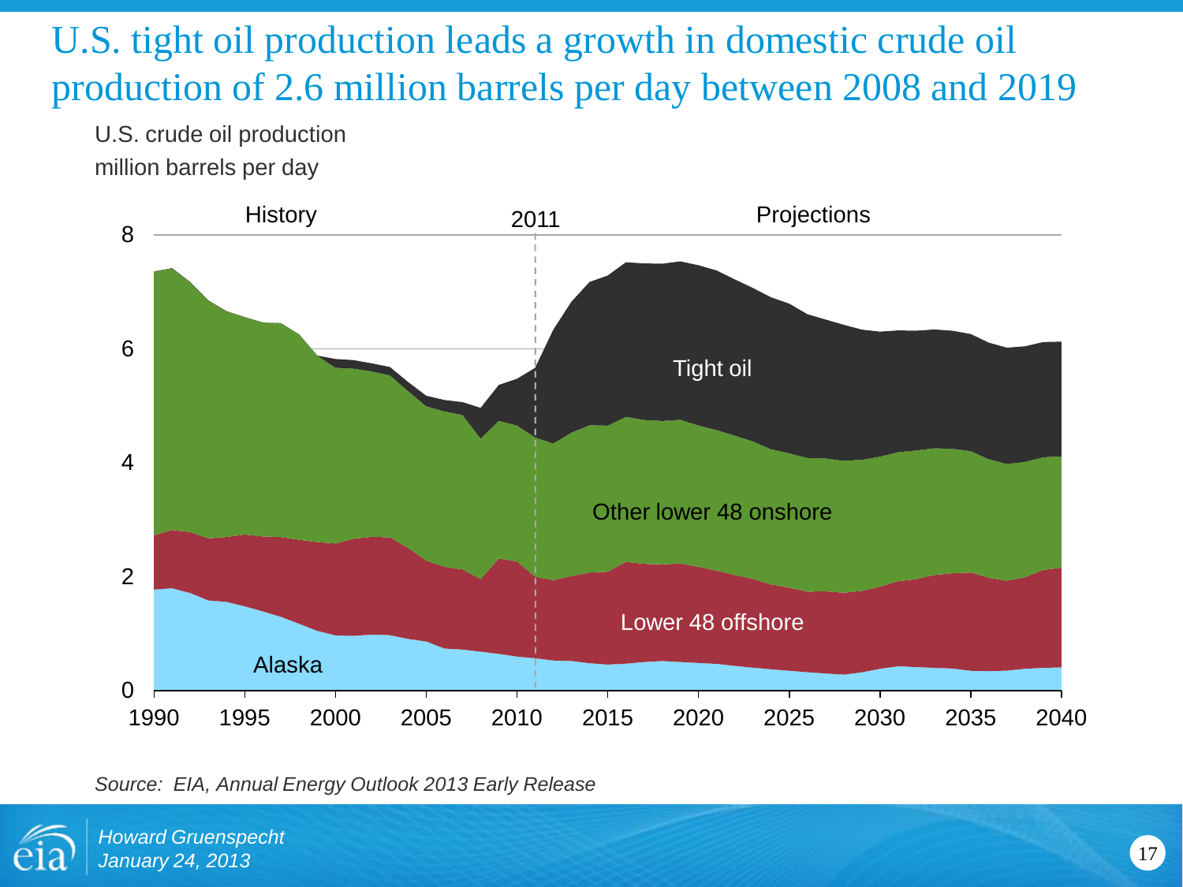# U.S. tight oil production leads a growth in domestic crude oil production of 2.6 million barrels per day between 2008 and 2019

U.S. crude oil production
million barrels per day

History | 2011 | Projections

Tight oil

Other lower 48 onshore

Lower 48 offshore

Alaska

*Source: EIA, Annual Energy Outlook 2013 Early Release*

*Howard Gruenspecht*
*January 24, 2013*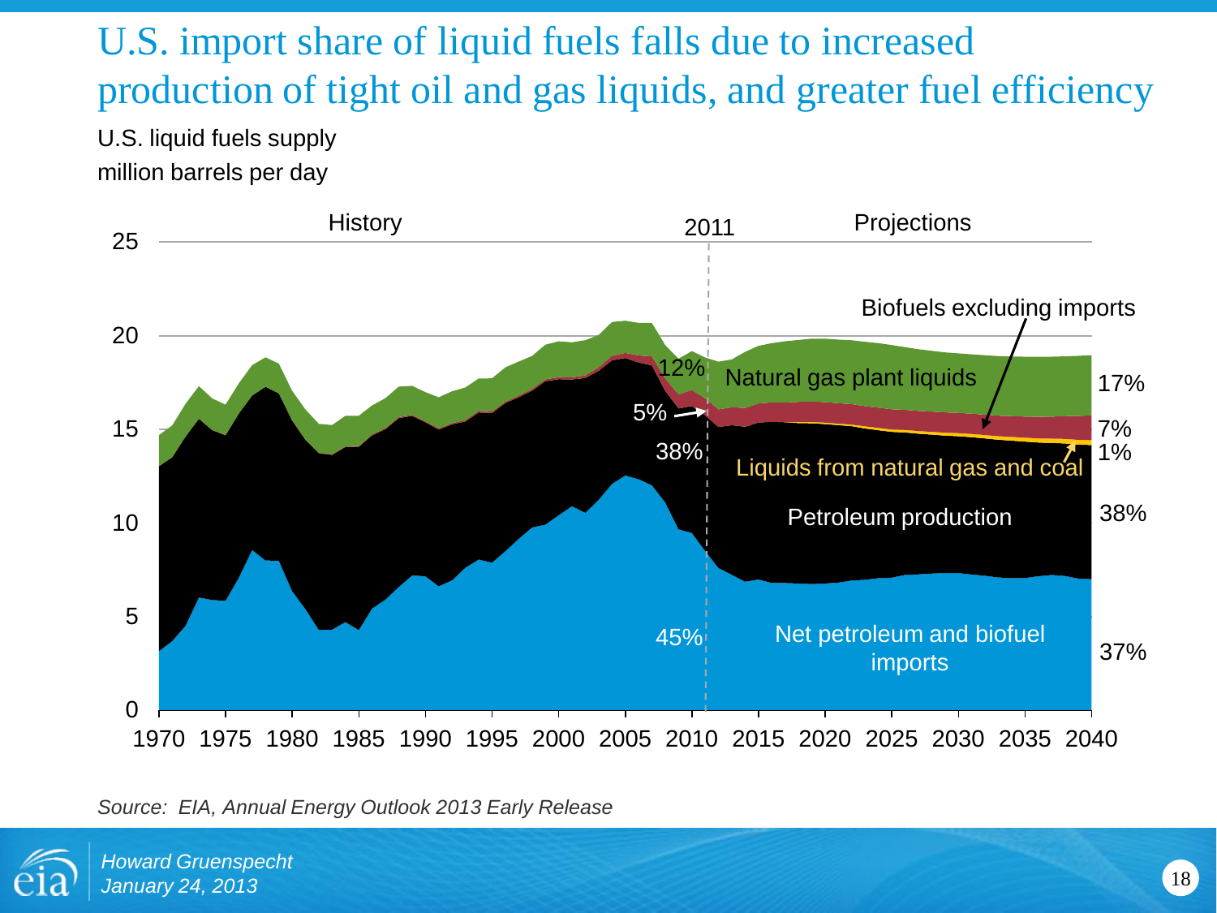# U.S. import share of liquid fuels falls due to increased production of tight oil and gas liquids, and greater fuel efficiency

U.S. liquid fuels supply
million barrels per day

History | 2011 | Projections

| Label | 2011 | 2040 |
|---|---|---|
| Natural gas plant liquids | 12% | 17% |
| Biofuels excluding imports | 5% | 7% |
| Liquids from natural gas and coal | | 1% |
| Petroleum production | 38% | 38% |
| Net petroleum and biofuel imports | 45% | 37% |

*Source: EIA, Annual Energy Outlook 2013 Early Release*

*Howard Gruenspecht*
*January 24, 2013*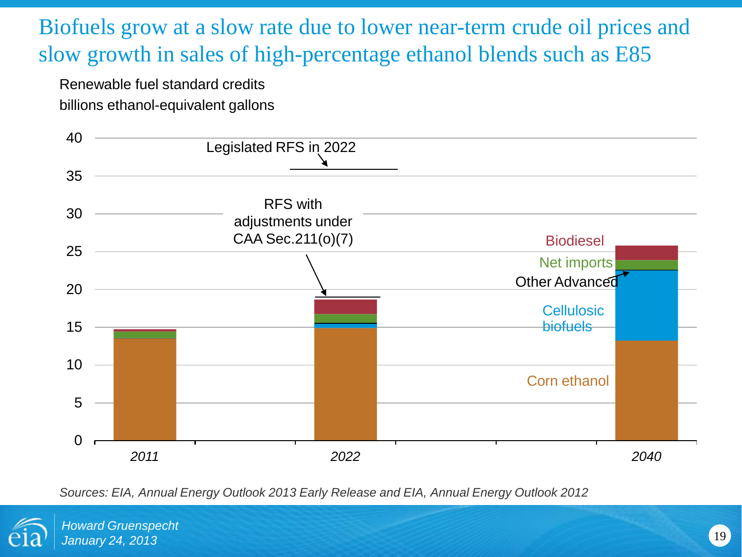# Biofuels grow at a slow rate due to lower near-term crude oil prices and slow growth in sales of high-percentage ethanol blends such as E85

Renewable fuel standard credits

billions ethanol-equivalent gallons

40
35
30
25
20
15
10
5
0

Legislated RFS in 2022

RFS with adjustments under CAA Sec.211(o)(7)

Biodiesel

Net imports

Other Advanced

Cellulosic biofuels

Corn ethanol

*2011* *2022* *2040*

*Sources: EIA, Annual Energy Outlook 2013 Early Release and EIA, Annual Energy Outlook 2012*

*Howard Gruenspecht*
*January 24, 2013*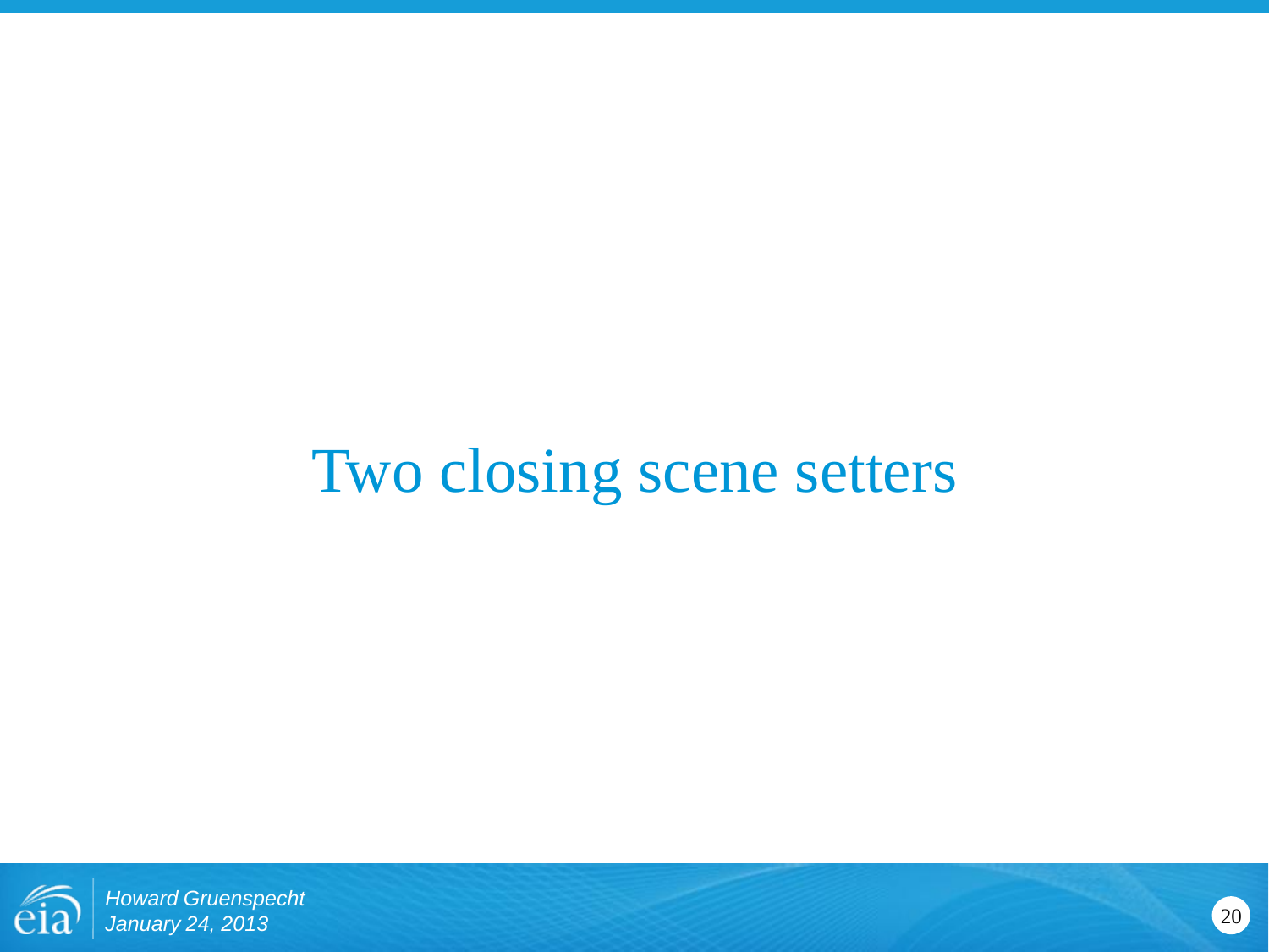# Two closing scene setters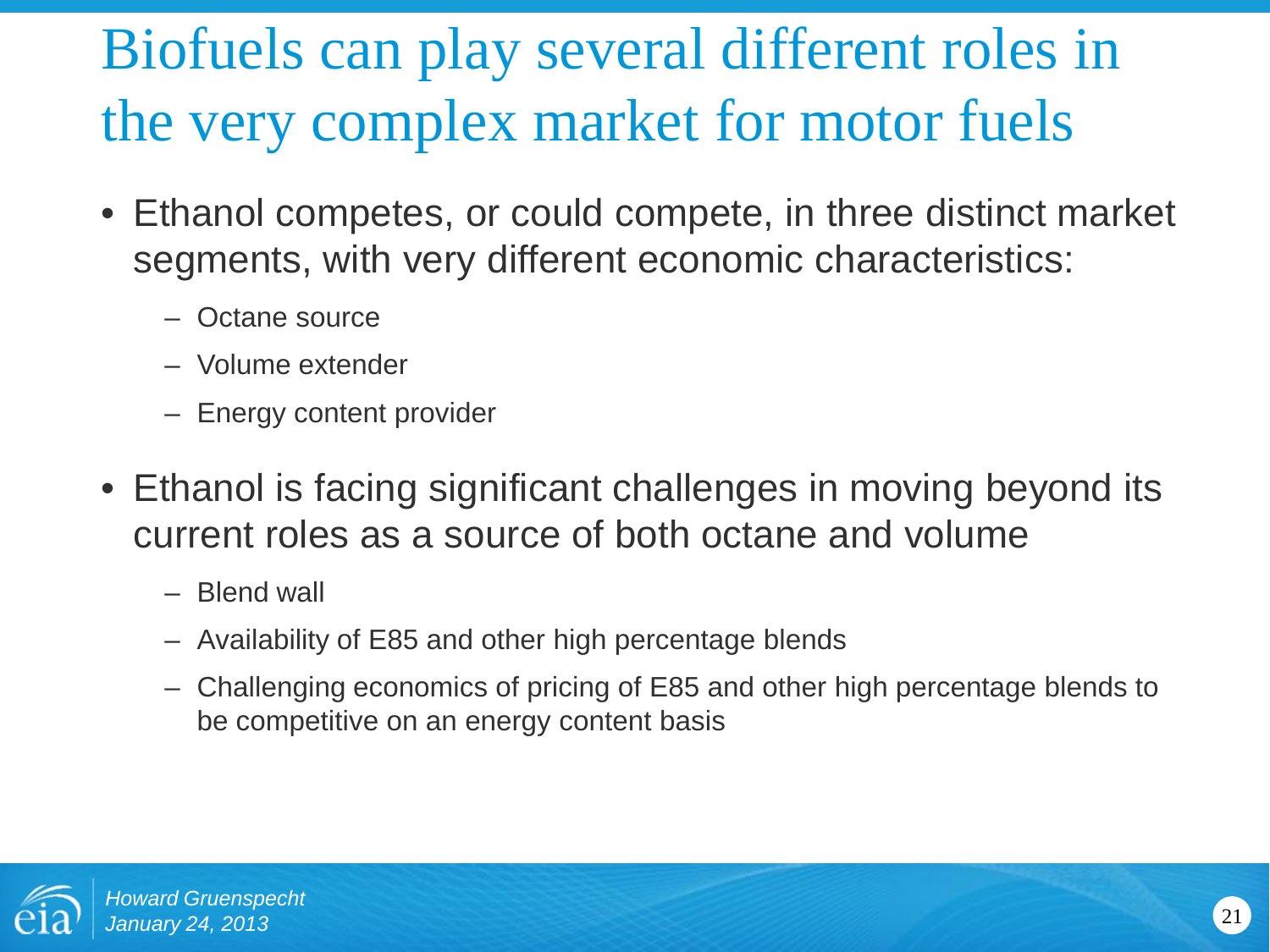# Biofuels can play several different roles in the very complex market for motor fuels

- Ethanol competes, or could compete, in three distinct market segments, with very different economic characteristics:
  - Octane source
  - Volume extender
  - Energy content provider
- Ethanol is facing significant challenges in moving beyond its current roles as a source of both octane and volume
  - Blend wall
  - Availability of E85 and other high percentage blends
  - Challenging economics of pricing of E85 and other high percentage blends to be competitive on an energy content basis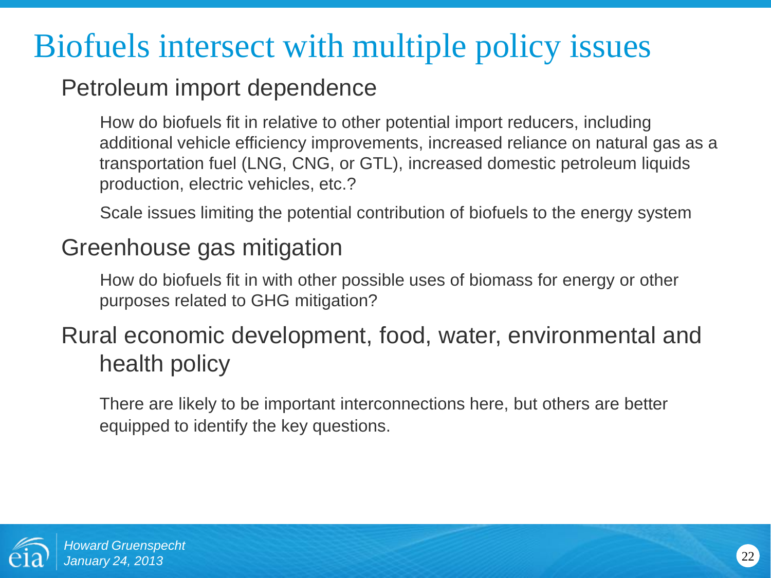# Biofuels intersect with multiple policy issues

## Petroleum import dependence

How do biofuels fit in relative to other potential import reducers, including additional vehicle efficiency improvements, increased reliance on natural gas as a transportation fuel (LNG, CNG, or GTL), increased domestic petroleum liquids production, electric vehicles, etc.?

Scale issues limiting the potential contribution of biofuels to the energy system

## Greenhouse gas mitigation

How do biofuels fit in with other possible uses of biomass for energy or other purposes related to GHG mitigation?

## Rural economic development, food, water, environmental and health policy

There are likely to be important interconnections here, but others are better equipped to identify the key questions.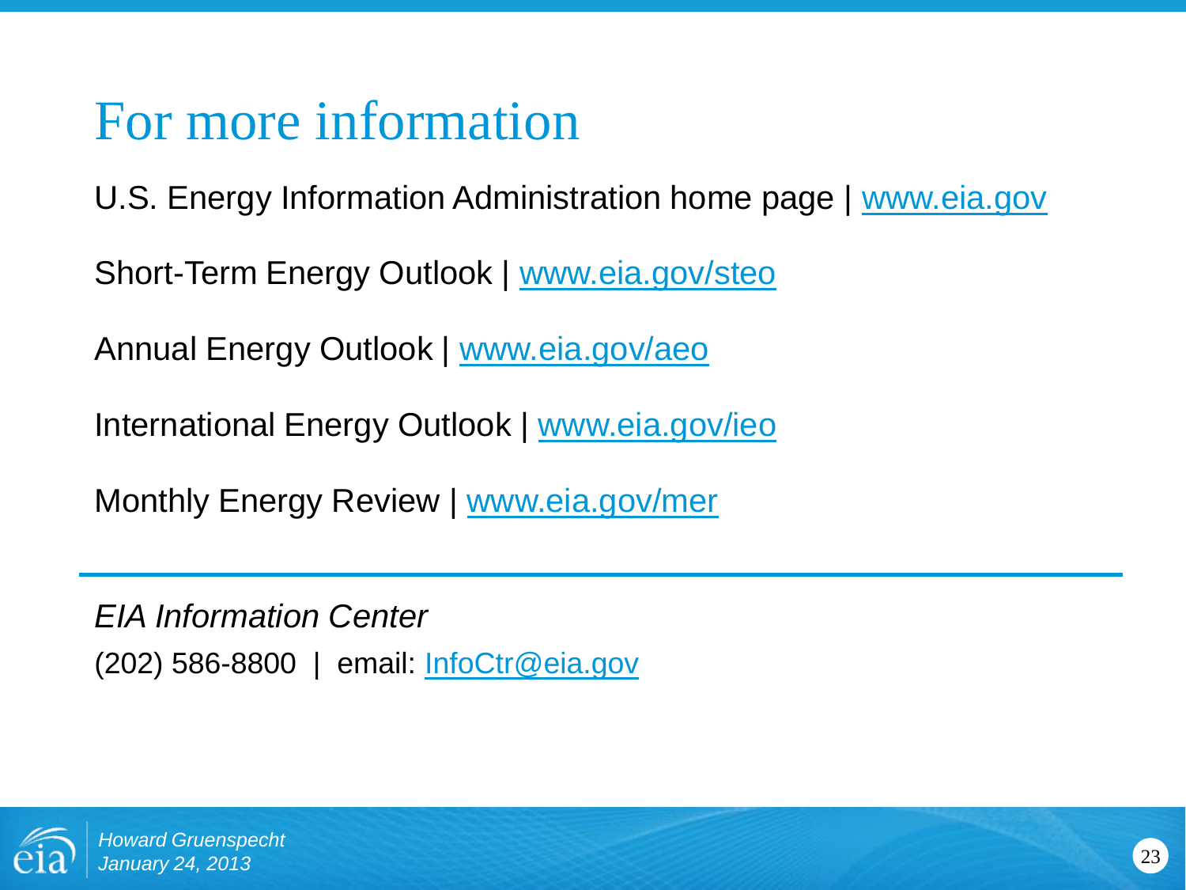# For more information

U.S. Energy Information Administration home page | www.eia.gov

Short-Term Energy Outlook | www.eia.gov/steo

Annual Energy Outlook | www.eia.gov/aeo

International Energy Outlook | www.eia.gov/ieo

Monthly Energy Review | www.eia.gov/mer

---

*EIA Information Center*

(202) 586-8800 | email: InfoCtr@eia.gov